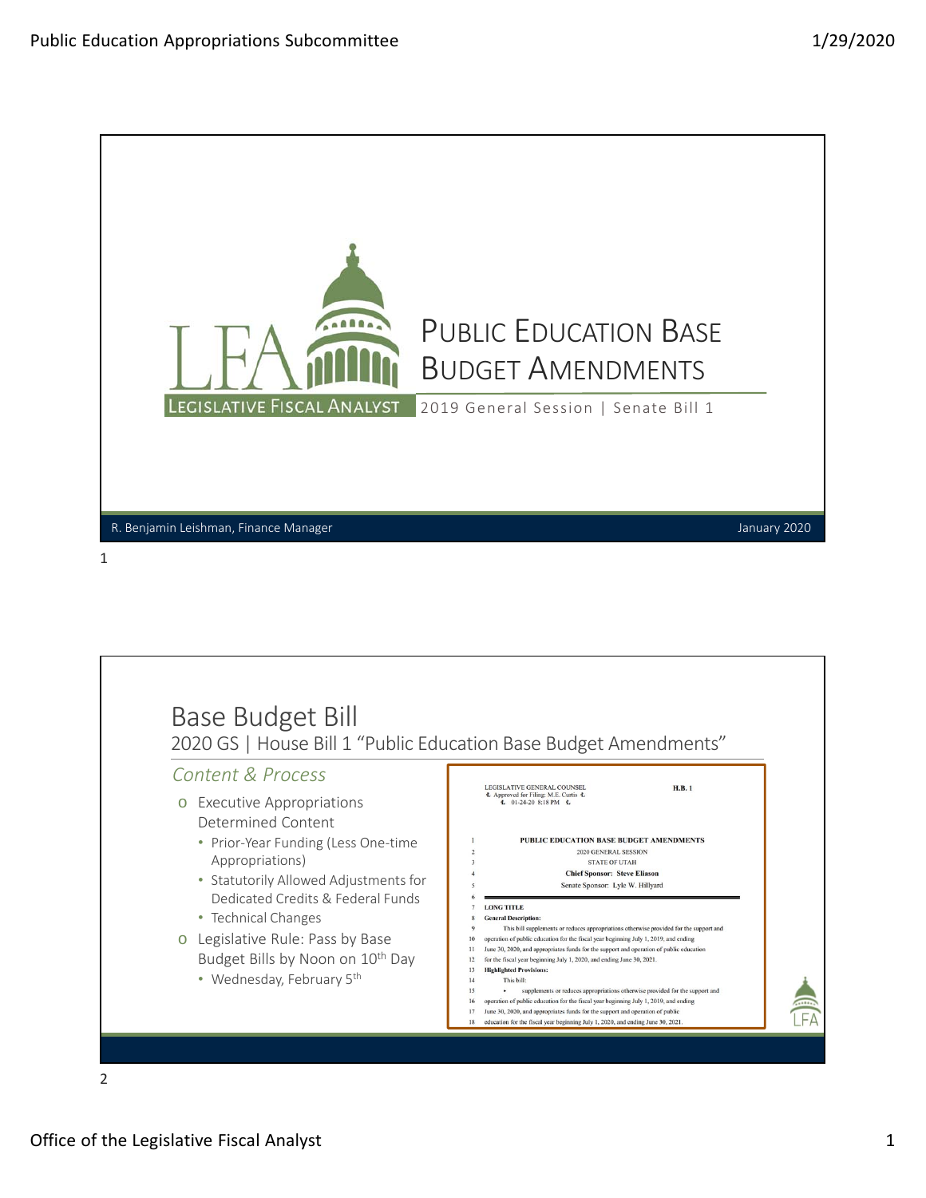# Public Education Base Budget Amendments

2019 General Session | Senate Bill 1

LEGISLATIVE FISCAL ANALYST

R. Benjamin Leishman, Finance Manager

January 2020

## Base Budget Bill

2020 GS | House Bill 1 "Public Education Base Budget Amendments"

### *Content & Process*

- Executive Appropriations Determined Content
  - Prior-Year Funding (Less One-time Appropriations)
  - Statutorily Allowed Adjustments for Dedicated Credits & Federal Funds
  - Technical Changes
- Legislative Rule: Pass by Base Budget Bills by Noon on 10th Day
  - Wednesday, February 5th

LEGISLATIVE GENERAL COUNSEL
Approved for Filing: M.E. Curtis
01-24-20 8:18 PM

**H.B. 1**

1 **PUBLIC EDUCATION BASE BUDGET AMENDMENTS**
2 2020 GENERAL SESSION
3 STATE OF UTAH
4 **Chief Sponsor: Steve Eliason**
5 Senate Sponsor: Lyle W. Hillyard
6
7 **LONG TITLE**
8 **General Description:**
9 This bill supplements or reduces appropriations otherwise provided for the support and
10 operation of public education for the fiscal year beginning July 1, 2019, and ending
11 June 30, 2020, and appropriates funds for the support and operation of public education
12 for the fiscal year beginning July 1, 2020, and ending June 30, 2021.
13 **Highlighted Provisions:**
14 This bill:
15 ▸ supplements or reduces appropriations otherwise provided for the support and
16 operation of public education for the fiscal year beginning July 1, 2019, and ending
17 June 30, 2020, and appropriates funds for the support and operation of public
18 education for the fiscal year beginning July 1, 2020, and ending June 30, 2021.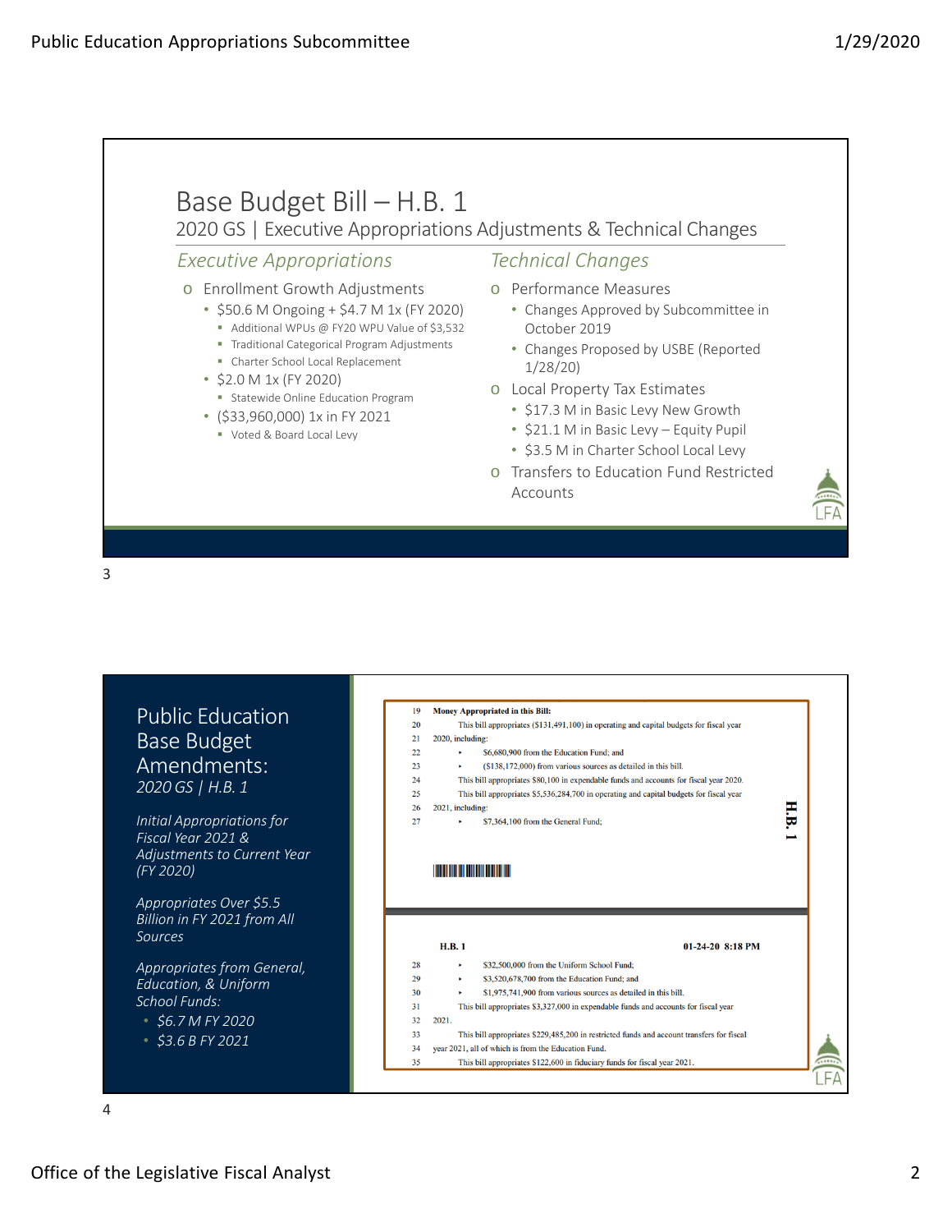# Base Budget Bill – H.B. 1

## 2020 GS | Executive Appropriations Adjustments & Technical Changes

### *Executive Appropriations*

- Enrollment Growth Adjustments
  - $50.6 M Ongoing + $4.7 M 1x (FY 2020)
    - Additional WPUs @ FY20 WPU Value of $3,532
    - Traditional Categorical Program Adjustments
    - Charter School Local Replacement
  - $2.0 M 1x (FY 2020)
    - Statewide Online Education Program
  - ($33,960,000) 1x in FY 2021
    - Voted & Board Local Levy

### *Technical Changes*

- Performance Measures
  - Changes Approved by Subcommittee in October 2019
  - Changes Proposed by USBE (Reported 1/28/20)
- Local Property Tax Estimates
  - $17.3 M in Basic Levy New Growth
  - $21.1 M in Basic Levy – Equity Pupil
  - $3.5 M in Charter School Local Levy
- Transfers to Education Fund Restricted Accounts

---

# Public Education Base Budget Amendments:

*2020 GS | H.B. 1*

*Initial Appropriations for Fiscal Year 2021 & Adjustments to Current Year (FY 2020)*

*Appropriates Over $5.5 Billion in FY 2021 from All Sources*

*Appropriates from General, Education, & Uniform School Funds:*

- *$6.7 M FY 2020*
- *$3.6 B FY 2021*

H.B. 1

19 **Money Appropriated in this Bill:**
20 This bill appropriates ($131,491,100) in operating and capital budgets for fiscal year
21 2020, including:
22 ► $6,680,900 from the Education Fund; and
23 ► ($138,172,000) from various sources as detailed in this bill.
24 This bill appropriates $80,100 in expendable funds and accounts for fiscal year 2020.
25 This bill appropriates $5,536,284,700 in operating and capital budgets for fiscal year
26 2021, including:
27 ► $7,364,100 from the General Fund;

**H.B. 1** **01-24-20 8:18 PM**

28 ► $32,500,000 from the Uniform School Fund;
29 ► $3,520,678,700 from the Education Fund; and
30 ► $1,975,741,900 from various sources as detailed in this bill.
31 This bill appropriates $3,327,000 in expendable funds and accounts for fiscal year
32 2021.
33 This bill appropriates $229,485,200 in restricted funds and account transfers for fiscal
34 year 2021, all of which is from the Education Fund.
35 This bill appropriates $122,600 in fiduciary funds for fiscal year 2021.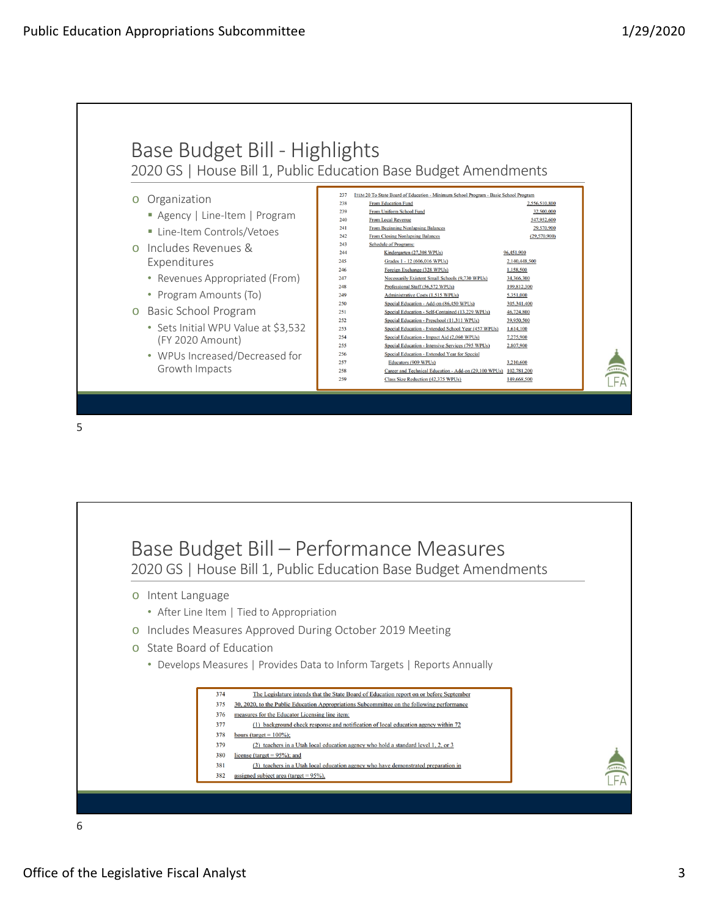## Base Budget Bill - Highlights

2020 GS | House Bill 1, Public Education Base Budget Amendments

- Organization
  - Agency | Line-Item | Program
  - Line-Item Controls/Vetoes
- Includes Revenues & Expenditures
  - Revenues Appropriated (From)
  - Program Amounts (To)
- Basic School Program
  - Sets Initial WPU Value at $3,532 (FY 2020 Amount)
  - WPUs Increased/Decreased for Growth Impacts

| Line | Item | Amount |
|---|---|---|
| 237 | ITEM 20 To State Board of Education - Minimum School Program - Basic School Program | |
| 238 | From Education Fund | 2,556,510,800 |
| 239 | From Uniform School Fund | 32,500,000 |
| 240 | From Local Revenue | 547,952,600 |
| 241 | From Beginning Nonlapsing Balances | 29,570,900 |
| 242 | From Closing Nonlapsing Balances | (29,570,900) |
| 243 | Schedule of Programs: | |
| 244 | Kindergarten (27,308 WPUs) | 96,451,900 |
| 245 | Grades 1 - 12 (606,016 WPUs) | 2,140,448,500 |
| 246 | Foreign Exchange (328 WPUs) | 1,158,500 |
| 247 | Necessarily Existent Small Schools (9,730 WPUs) | 34,366,300 |
| 248 | Professional Staff (56,572 WPUs) | 199,812,300 |
| 249 | Administrative Costs (1,515 WPUs) | 5,351,000 |
| 250 | Special Education - Add-on (86,450 WPUs) | 305,341,400 |
| 251 | Special Education - Self-Contained (13,229 WPUs) | 46,724,800 |
| 252 | Special Education - Preschool (11,311 WPUs) | 39,950,500 |
| 253 | Special Education - Extended School Year (457 WPUs) | 1,614,100 |
| 254 | Special Education - Impact Aid (2,060 WPUs) | 7,275,900 |
| 255 | Special Education - Intensive Services (795 WPUs) | 2,807,900 |
| 256 | Special Education - Extended Year for Special | |
| 257 | Educators (909 WPUs) | 3,210,600 |
| 258 | Career and Technical Education - Add-on (29,100 WPUs) | 102,781,200 |
| 259 | Class Size Reduction (42,375 WPUs) | 149,668,500 |

## Base Budget Bill – Performance Measures

2020 GS | House Bill 1, Public Education Base Budget Amendments

- Intent Language
  - After Line Item | Tied to Appropriation
- Includes Measures Approved During October 2019 Meeting
- State Board of Education
  - Develops Measures | Provides Data to Inform Targets | Reports Annually

| Line | Text |
|---|---|
| 374 | The Legislature intends that the State Board of Education report on or before September |
| 375 | 30, 2020, to the Public Education Appropriations Subcommittee on the following performance |
| 376 | measures for the Educator Licensing line item: |
| 377 | (1) background check response and notification of local education agency within 72 |
| 378 | hours (target = 100%); |
| 379 | (2) teachers in a Utah local education agency who hold a standard level 1, 2, or 3 |
| 380 | license (target = 95%); and |
| 381 | (3) teachers in a Utah local education agency who have demonstrated preparation in |
| 382 | assigned subject area (target = 95%). |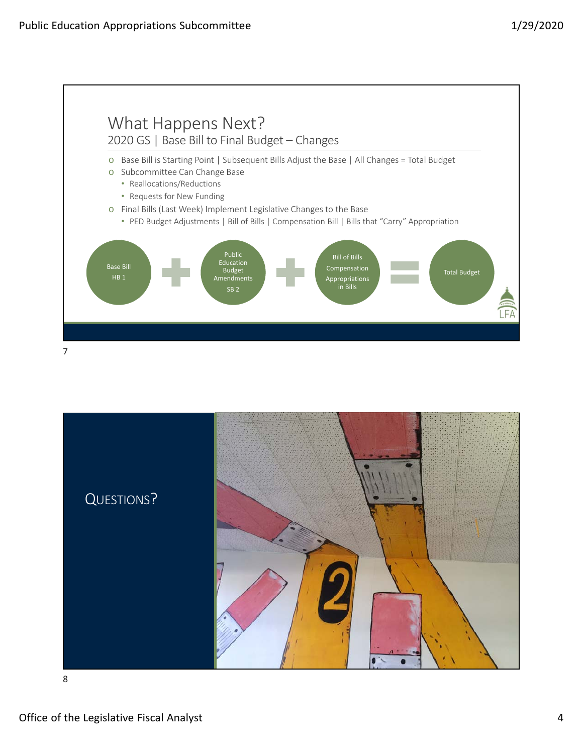## What Happens Next?

### 2020 GS | Base Bill to Final Budget – Changes

- Base Bill is Starting Point | Subsequent Bills Adjust the Base | All Changes = Total Budget
- Subcommittee Can Change Base
  - Reallocations/Reductions
  - Requests for New Funding
- Final Bills (Last Week) Implement Legislative Changes to the Base
  - PED Budget Adjustments | Bill of Bills | Compensation Bill | Bills that "Carry" Appropriation

Base Bill HB 1 + Public Education Budget Amendments SB 2 + Bill of Bills Compensation Appropriations in Bills = Total Budget

LFA

## QUESTIONS?